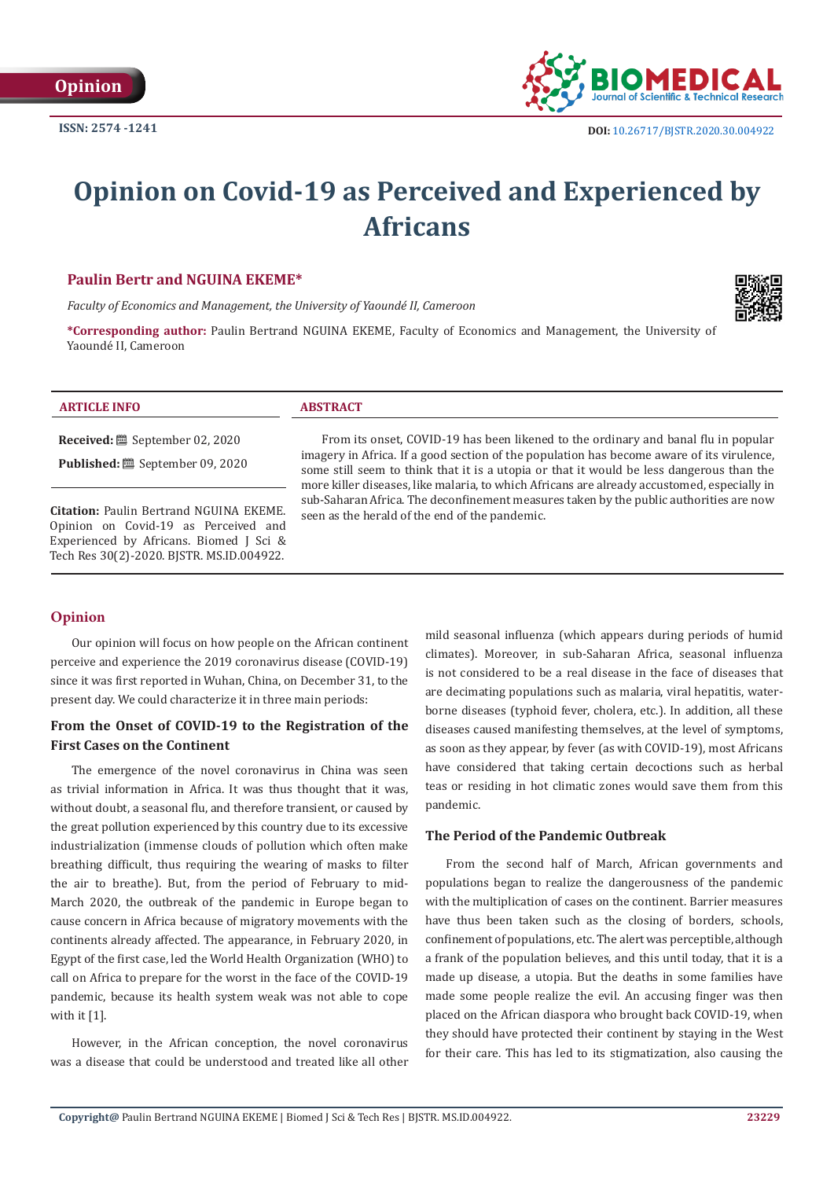Opinion

ISSN: 2574 -1241

DOI: 10.26717/BJSTR.2020.30.004922

# Opinion on Covid-19 as Perceived and Experienced by Africans

**Paulin Bertr and NGUINA EKEME***

*Faculty of Economics and Management, the University of Yaoundé II, Cameroon*

***Corresponding author:** Paulin Bertrand NGUINA EKEME, Faculty of Economics and Management, the University of Yaoundé II, Cameroon

**ARTICLE INFO**

**Received:** September 02, 2020

**Published:** September 09, 2020

**Citation:** Paulin Bertrand NGUINA EKEME. Opinion on Covid-19 as Perceived and Experienced by Africans. Biomed J Sci & Tech Res 30(2)-2020. BJSTR. MS.ID.004922.

**ABSTRACT**

From its onset, COVID-19 has been likened to the ordinary and banal flu in popular imagery in Africa. If a good section of the population has become aware of its virulence, some still seem to think that it is a utopia or that it would be less dangerous than the more killer diseases, like malaria, to which Africans are already accustomed, especially in sub-Saharan Africa. The deconfinement measures taken by the public authorities are now seen as the herald of the end of the pandemic.

## Opinion

Our opinion will focus on how people on the African continent perceive and experience the 2019 coronavirus disease (COVID-19) since it was first reported in Wuhan, China, on December 31, to the present day. We could characterize it in three main periods:

### From the Onset of COVID-19 to the Registration of the First Cases on the Continent

The emergence of the novel coronavirus in China was seen as trivial information in Africa. It was thus thought that it was, without doubt, a seasonal flu, and therefore transient, or caused by the great pollution experienced by this country due to its excessive industrialization (immense clouds of pollution which often make breathing difficult, thus requiring the wearing of masks to filter the air to breathe). But, from the period of February to mid-March 2020, the outbreak of the pandemic in Europe began to cause concern in Africa because of migratory movements with the continents already affected. The appearance, in February 2020, in Egypt of the first case, led the World Health Organization (WHO) to call on Africa to prepare for the worst in the face of the COVID-19 pandemic, because its health system weak was not able to cope with it [1].

However, in the African conception, the novel coronavirus was a disease that could be understood and treated like all other mild seasonal influenza (which appears during periods of humid climates). Moreover, in sub-Saharan Africa, seasonal influenza is not considered to be a real disease in the face of diseases that are decimating populations such as malaria, viral hepatitis, water-borne diseases (typhoid fever, cholera, etc.). In addition, all these diseases caused manifesting themselves, at the level of symptoms, as soon as they appear, by fever (as with COVID-19), most Africans have considered that taking certain decoctions such as herbal teas or residing in hot climatic zones would save them from this pandemic.

### The Period of the Pandemic Outbreak

From the second half of March, African governments and populations began to realize the dangerousness of the pandemic with the multiplication of cases on the continent. Barrier measures have thus been taken such as the closing of borders, schools, confinement of populations, etc. The alert was perceptible, although a frank of the population believes, and this until today, that it is a made up disease, a utopia. But the deaths in some families have made some people realize the evil. An accusing finger was then placed on the African diaspora who brought back COVID-19, when they should have protected their continent by staying in the West for their care. This has led to its stigmatization, also causing the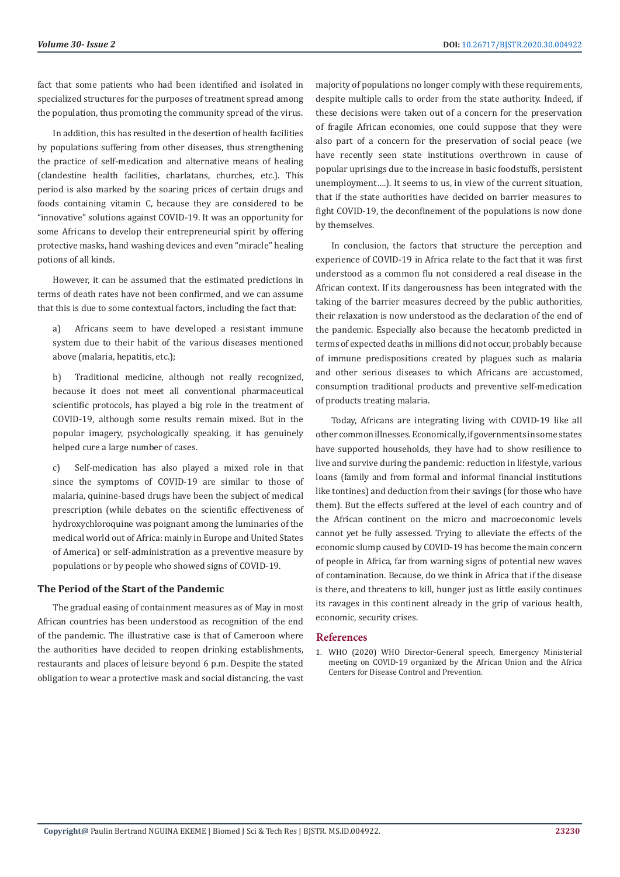fact that some patients who had been identified and isolated in specialized structures for the purposes of treatment spread among the population, thus promoting the community spread of the virus.

In addition, this has resulted in the desertion of health facilities by populations suffering from other diseases, thus strengthening the practice of self-medication and alternative means of healing (clandestine health facilities, charlatans, churches, etc.). This period is also marked by the soaring prices of certain drugs and foods containing vitamin C, because they are considered to be "innovative" solutions against COVID-19. It was an opportunity for some Africans to develop their entrepreneurial spirit by offering protective masks, hand washing devices and even "miracle" healing potions of all kinds.

However, it can be assumed that the estimated predictions in terms of death rates have not been confirmed, and we can assume that this is due to some contextual factors, including the fact that:

a) Africans seem to have developed a resistant immune system due to their habit of the various diseases mentioned above (malaria, hepatitis, etc.);

b) Traditional medicine, although not really recognized, because it does not meet all conventional pharmaceutical scientific protocols, has played a big role in the treatment of COVID-19, although some results remain mixed. But in the popular imagery, psychologically speaking, it has genuinely helped cure a large number of cases.

c) Self-medication has also played a mixed role in that since the symptoms of COVID-19 are similar to those of malaria, quinine-based drugs have been the subject of medical prescription (while debates on the scientific effectiveness of hydroxychloroquine was poignant among the luminaries of the medical world out of Africa: mainly in Europe and United States of America) or self-administration as a preventive measure by populations or by people who showed signs of COVID-19.

## The Period of the Start of the Pandemic

The gradual easing of containment measures as of May in most African countries has been understood as recognition of the end of the pandemic. The illustrative case is that of Cameroon where the authorities have decided to reopen drinking establishments, restaurants and places of leisure beyond 6 p.m. Despite the stated obligation to wear a protective mask and social distancing, the vast majority of populations no longer comply with these requirements, despite multiple calls to order from the state authority. Indeed, if these decisions were taken out of a concern for the preservation of fragile African economies, one could suppose that they were also part of a concern for the preservation of social peace (we have recently seen state institutions overthrown in cause of popular uprisings due to the increase in basic foodstuffs, persistent unemployment….). It seems to us, in view of the current situation, that if the state authorities have decided on barrier measures to fight COVID-19, the deconfinement of the populations is now done by themselves.

In conclusion, the factors that structure the perception and experience of COVID-19 in Africa relate to the fact that it was first understood as a common flu not considered a real disease in the African context. If its dangerousness has been integrated with the taking of the barrier measures decreed by the public authorities, their relaxation is now understood as the declaration of the end of the pandemic. Especially also because the hecatomb predicted in terms of expected deaths in millions did not occur, probably because of immune predispositions created by plagues such as malaria and other serious diseases to which Africans are accustomed, consumption traditional products and preventive self-medication of products treating malaria.

Today, Africans are integrating living with COVID-19 like all other common illnesses. Economically, if governments in some states have supported households, they have had to show resilience to live and survive during the pandemic: reduction in lifestyle, various loans (family and from formal and informal financial institutions like tontines) and deduction from their savings (for those who have them). But the effects suffered at the level of each country and of the African continent on the micro and macroeconomic levels cannot yet be fully assessed. Trying to alleviate the effects of the economic slump caused by COVID-19 has become the main concern of people in Africa, far from warning signs of potential new waves of contamination. Because, do we think in Africa that if the disease is there, and threatens to kill, hunger just as little easily continues its ravages in this continent already in the grip of various health, economic, security crises.

## References

1. WHO (2020) WHO Director-General speech, Emergency Ministerial meeting on COVID-19 organized by the African Union and the Africa Centers for Disease Control and Prevention.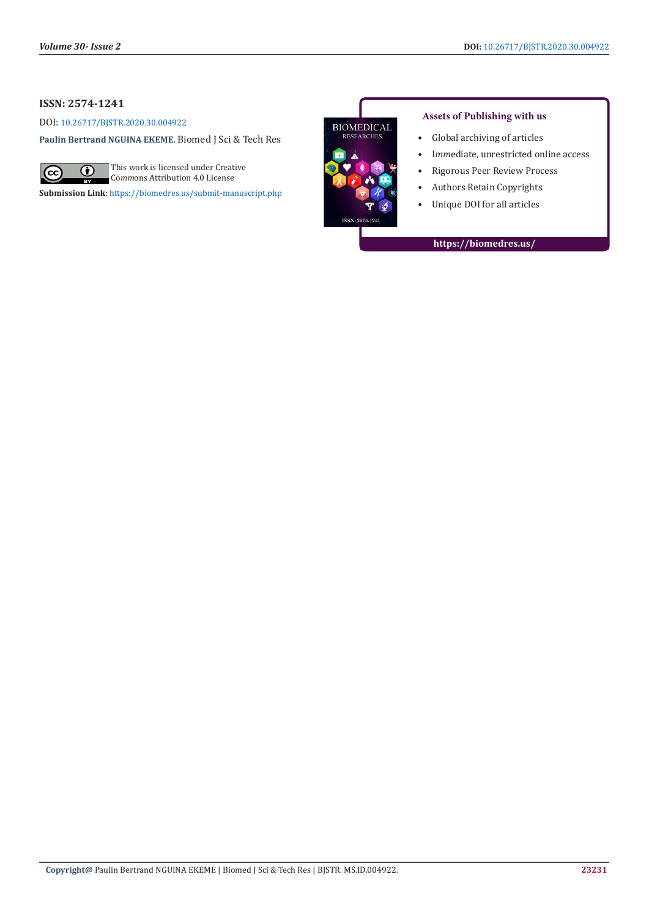**ISSN: 2574-1241**

DOI: 10.26717/BJSTR.2020.30.004922

**Paulin Bertrand NGUINA EKEME.** Biomed J Sci & Tech Res

This work is licensed under Creative Commons Attribution 4.0 License

**Submission Link**: https://biomedres.us/submit-manuscript.php

### Assets of Publishing with us

- Global archiving of articles
- Immediate, unrestricted online access
- Rigorous Peer Review Process
- Authors Retain Copyrights
- Unique DOI for all articles

**https://biomedres.us/**